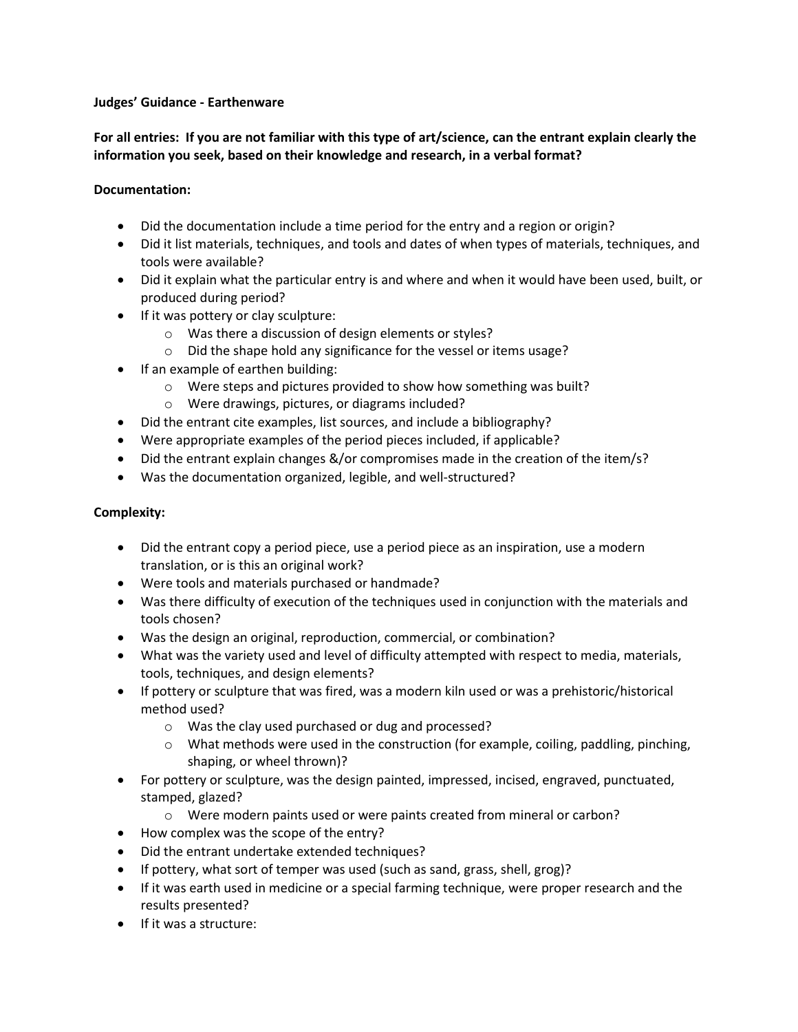**Judges' Guidance - Earthenware**

**For all entries: If you are not familiar with this type of art/science, can the entrant explain clearly the information you seek, based on their knowledge and research, in a verbal format?**

**Documentation:**

- Did the documentation include a time period for the entry and a region or origin?
- Did it list materials, techniques, and tools and dates of when types of materials, techniques, and tools were available?
- Did it explain what the particular entry is and where and when it would have been used, built, or produced during period?
- If it was pottery or clay sculpture:
    - Was there a discussion of design elements or styles?
    - Did the shape hold any significance for the vessel or items usage?
- If an example of earthen building:
    - Were steps and pictures provided to show how something was built?
    - Were drawings, pictures, or diagrams included?
- Did the entrant cite examples, list sources, and include a bibliography?
- Were appropriate examples of the period pieces included, if applicable?
- Did the entrant explain changes &/or compromises made in the creation of the item/s?
- Was the documentation organized, legible, and well-structured?

**Complexity:**

- Did the entrant copy a period piece, use a period piece as an inspiration, use a modern translation, or is this an original work?
- Were tools and materials purchased or handmade?
- Was there difficulty of execution of the techniques used in conjunction with the materials and tools chosen?
- Was the design an original, reproduction, commercial, or combination?
- What was the variety used and level of difficulty attempted with respect to media, materials, tools, techniques, and design elements?
- If pottery or sculpture that was fired, was a modern kiln used or was a prehistoric/historical method used?
    - Was the clay used purchased or dug and processed?
    - What methods were used in the construction (for example, coiling, paddling, pinching, shaping, or wheel thrown)?
- For pottery or sculpture, was the design painted, impressed, incised, engraved, punctuated, stamped, glazed?
    - Were modern paints used or were paints created from mineral or carbon?
- How complex was the scope of the entry?
- Did the entrant undertake extended techniques?
- If pottery, what sort of temper was used (such as sand, grass, shell, grog)?
- If it was earth used in medicine or a special farming technique, were proper research and the results presented?
- If it was a structure: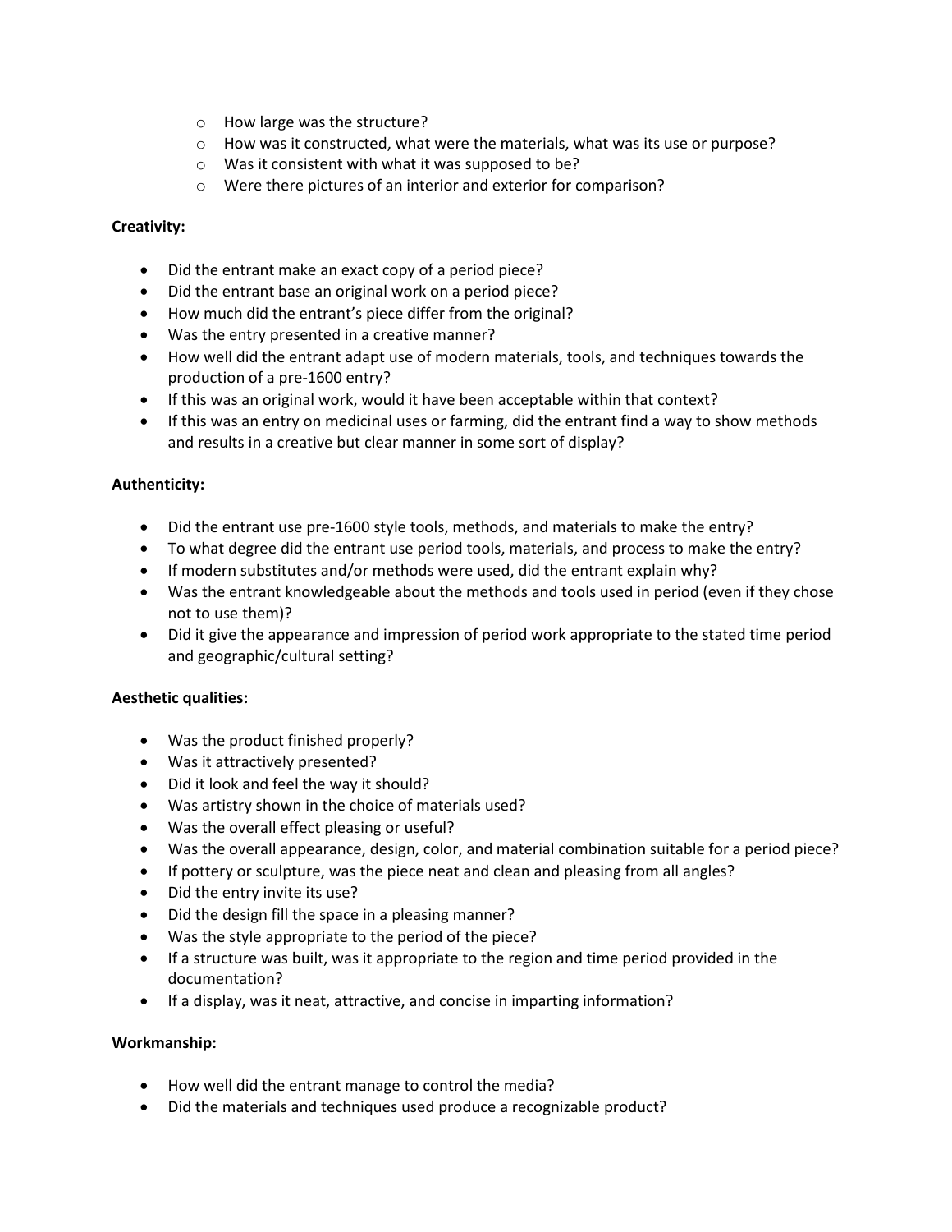- How large was the structure?
  - How was it constructed, what were the materials, what was its use or purpose?
  - Was it consistent with what it was supposed to be?
  - Were there pictures of an interior and exterior for comparison?

**Creativity:**

- Did the entrant make an exact copy of a period piece?
- Did the entrant base an original work on a period piece?
- How much did the entrant's piece differ from the original?
- Was the entry presented in a creative manner?
- How well did the entrant adapt use of modern materials, tools, and techniques towards the production of a pre-1600 entry?
- If this was an original work, would it have been acceptable within that context?
- If this was an entry on medicinal uses or farming, did the entrant find a way to show methods and results in a creative but clear manner in some sort of display?

**Authenticity:**

- Did the entrant use pre-1600 style tools, methods, and materials to make the entry?
- To what degree did the entrant use period tools, materials, and process to make the entry?
- If modern substitutes and/or methods were used, did the entrant explain why?
- Was the entrant knowledgeable about the methods and tools used in period (even if they chose not to use them)?
- Did it give the appearance and impression of period work appropriate to the stated time period and geographic/cultural setting?

**Aesthetic qualities:**

- Was the product finished properly?
- Was it attractively presented?
- Did it look and feel the way it should?
- Was artistry shown in the choice of materials used?
- Was the overall effect pleasing or useful?
- Was the overall appearance, design, color, and material combination suitable for a period piece?
- If pottery or sculpture, was the piece neat and clean and pleasing from all angles?
- Did the entry invite its use?
- Did the design fill the space in a pleasing manner?
- Was the style appropriate to the period of the piece?
- If a structure was built, was it appropriate to the region and time period provided in the documentation?
- If a display, was it neat, attractive, and concise in imparting information?

**Workmanship:**

- How well did the entrant manage to control the media?
- Did the materials and techniques used produce a recognizable product?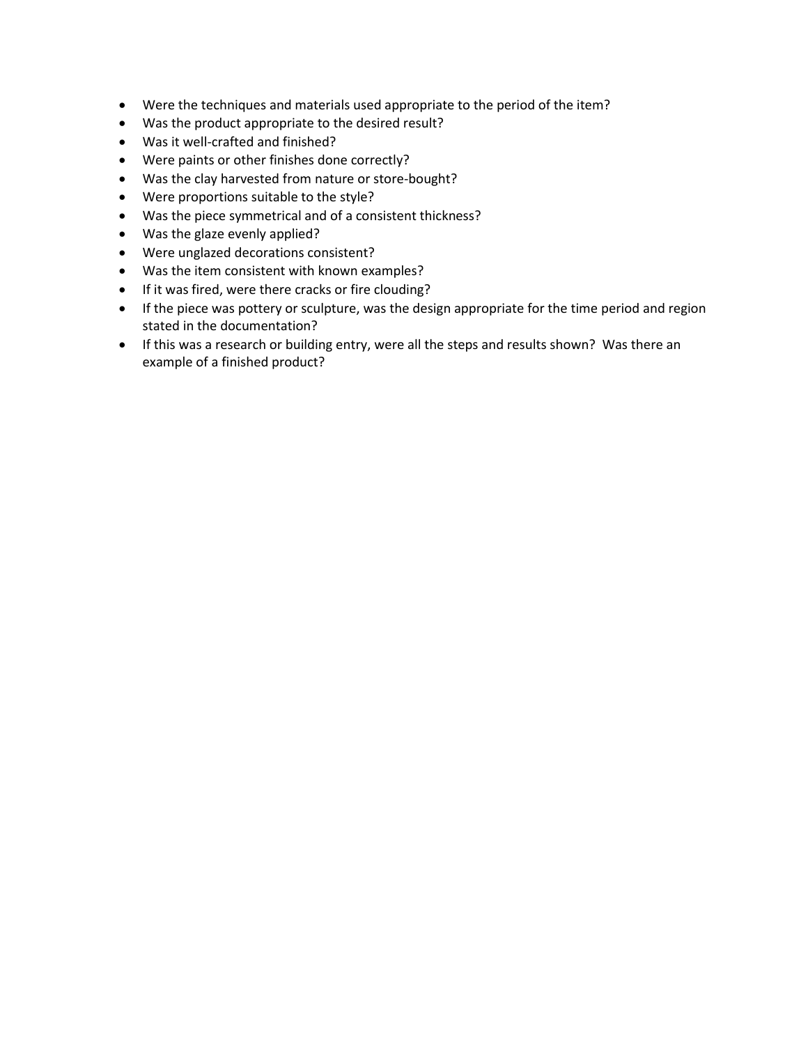- Were the techniques and materials used appropriate to the period of the item?
- Was the product appropriate to the desired result?
- Was it well-crafted and finished?
- Were paints or other finishes done correctly?
- Was the clay harvested from nature or store-bought?
- Were proportions suitable to the style?
- Was the piece symmetrical and of a consistent thickness?
- Was the glaze evenly applied?
- Were unglazed decorations consistent?
- Was the item consistent with known examples?
- If it was fired, were there cracks or fire clouding?
- If the piece was pottery or sculpture, was the design appropriate for the time period and region stated in the documentation?
- If this was a research or building entry, were all the steps and results shown? Was there an example of a finished product?